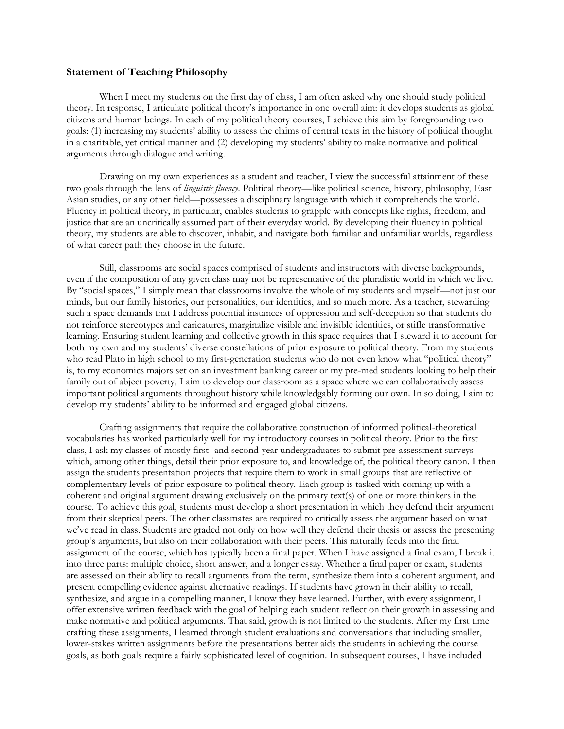### Statement of Teaching Philosophy

When I meet my students on the first day of class, I am often asked why one should study political theory. In response, I articulate political theory's importance in one overall aim: it develops students as global citizens and human beings. In each of my political theory courses, I achieve this aim by foregrounding two goals: (1) increasing my students' ability to assess the claims of central texts in the history of political thought in a charitable, yet critical manner and (2) developing my students' ability to make normative and political arguments through dialogue and writing.

Drawing on my own experiences as a student and teacher, I view the successful attainment of these two goals through the lens of *linguistic fluency*. Political theory—like political science, history, philosophy, East Asian studies, or any other field—possesses a disciplinary language with which it comprehends the world. Fluency in political theory, in particular, enables students to grapple with concepts like rights, freedom, and justice that are an uncritically assumed part of their everyday world. By developing their fluency in political theory, my students are able to discover, inhabit, and navigate both familiar and unfamiliar worlds, regardless of what career path they choose in the future.

Still, classrooms are social spaces comprised of students and instructors with diverse backgrounds, even if the composition of any given class may not be representative of the pluralistic world in which we live. By "social spaces," I simply mean that classrooms involve the whole of my students and myself—not just our minds, but our family histories, our personalities, our identities, and so much more. As a teacher, stewarding such a space demands that I address potential instances of oppression and self-deception so that students do not reinforce stereotypes and caricatures, marginalize visible and invisible identities, or stifle transformative learning. Ensuring student learning and collective growth in this space requires that I steward it to account for both my own and my students' diverse constellations of prior exposure to political theory. From my students who read Plato in high school to my first-generation students who do not even know what "political theory" is, to my economics majors set on an investment banking career or my pre-med students looking to help their family out of abject poverty, I aim to develop our classroom as a space where we can collaboratively assess important political arguments throughout history while knowledgably forming our own. In so doing, I aim to develop my students' ability to be informed and engaged global citizens.

Crafting assignments that require the collaborative construction of informed political-theoretical vocabularies has worked particularly well for my introductory courses in political theory. Prior to the first class, I ask my classes of mostly first- and second-year undergraduates to submit pre-assessment surveys which, among other things, detail their prior exposure to, and knowledge of, the political theory canon. I then assign the students presentation projects that require them to work in small groups that are reflective of complementary levels of prior exposure to political theory. Each group is tasked with coming up with a coherent and original argument drawing exclusively on the primary text(s) of one or more thinkers in the course. To achieve this goal, students must develop a short presentation in which they defend their argument from their skeptical peers. The other classmates are required to critically assess the argument based on what we've read in class. Students are graded not only on how well they defend their thesis or assess the presenting group's arguments, but also on their collaboration with their peers. This naturally feeds into the final assignment of the course, which has typically been a final paper. When I have assigned a final exam, I break it into three parts: multiple choice, short answer, and a longer essay. Whether a final paper or exam, students are assessed on their ability to recall arguments from the term, synthesize them into a coherent argument, and present compelling evidence against alternative readings. If students have grown in their ability to recall, synthesize, and argue in a compelling manner, I know they have learned. Further, with every assignment, I offer extensive written feedback with the goal of helping each student reflect on their growth in assessing and make normative and political arguments. That said, growth is not limited to the students. After my first time crafting these assignments, I learned through student evaluations and conversations that including smaller, lower-stakes written assignments before the presentations better aids the students in achieving the course goals, as both goals require a fairly sophisticated level of cognition. In subsequent courses, I have included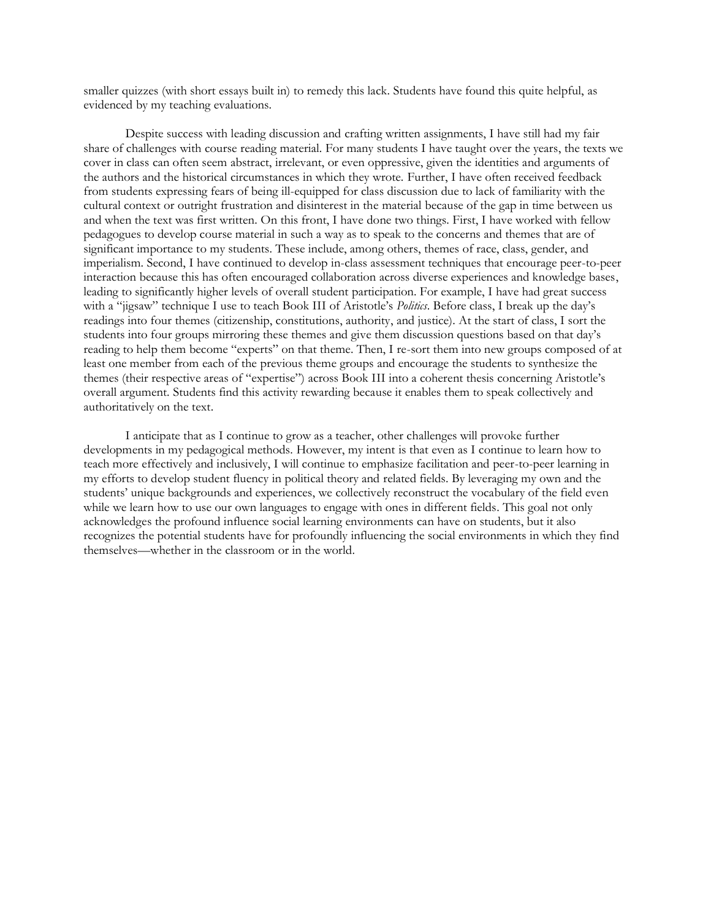smaller quizzes (with short essays built in) to remedy this lack. Students have found this quite helpful, as evidenced by my teaching evaluations.

Despite success with leading discussion and crafting written assignments, I have still had my fair share of challenges with course reading material. For many students I have taught over the years, the texts we cover in class can often seem abstract, irrelevant, or even oppressive, given the identities and arguments of the authors and the historical circumstances in which they wrote. Further, I have often received feedback from students expressing fears of being ill-equipped for class discussion due to lack of familiarity with the cultural context or outright frustration and disinterest in the material because of the gap in time between us and when the text was first written. On this front, I have done two things. First, I have worked with fellow pedagogues to develop course material in such a way as to speak to the concerns and themes that are of significant importance to my students. These include, among others, themes of race, class, gender, and imperialism. Second, I have continued to develop in-class assessment techniques that encourage peer-to-peer interaction because this has often encouraged collaboration across diverse experiences and knowledge bases, leading to significantly higher levels of overall student participation. For example, I have had great success with a "jigsaw" technique I use to teach Book III of Aristotle's *Politics*. Before class, I break up the day's readings into four themes (citizenship, constitutions, authority, and justice). At the start of class, I sort the students into four groups mirroring these themes and give them discussion questions based on that day's reading to help them become "experts" on that theme. Then, I re-sort them into new groups composed of at least one member from each of the previous theme groups and encourage the students to synthesize the themes (their respective areas of "expertise") across Book III into a coherent thesis concerning Aristotle's overall argument. Students find this activity rewarding because it enables them to speak collectively and authoritatively on the text.

I anticipate that as I continue to grow as a teacher, other challenges will provoke further developments in my pedagogical methods. However, my intent is that even as I continue to learn how to teach more effectively and inclusively, I will continue to emphasize facilitation and peer-to-peer learning in my efforts to develop student fluency in political theory and related fields. By leveraging my own and the students' unique backgrounds and experiences, we collectively reconstruct the vocabulary of the field even while we learn how to use our own languages to engage with ones in different fields. This goal not only acknowledges the profound influence social learning environments can have on students, but it also recognizes the potential students have for profoundly influencing the social environments in which they find themselves—whether in the classroom or in the world.